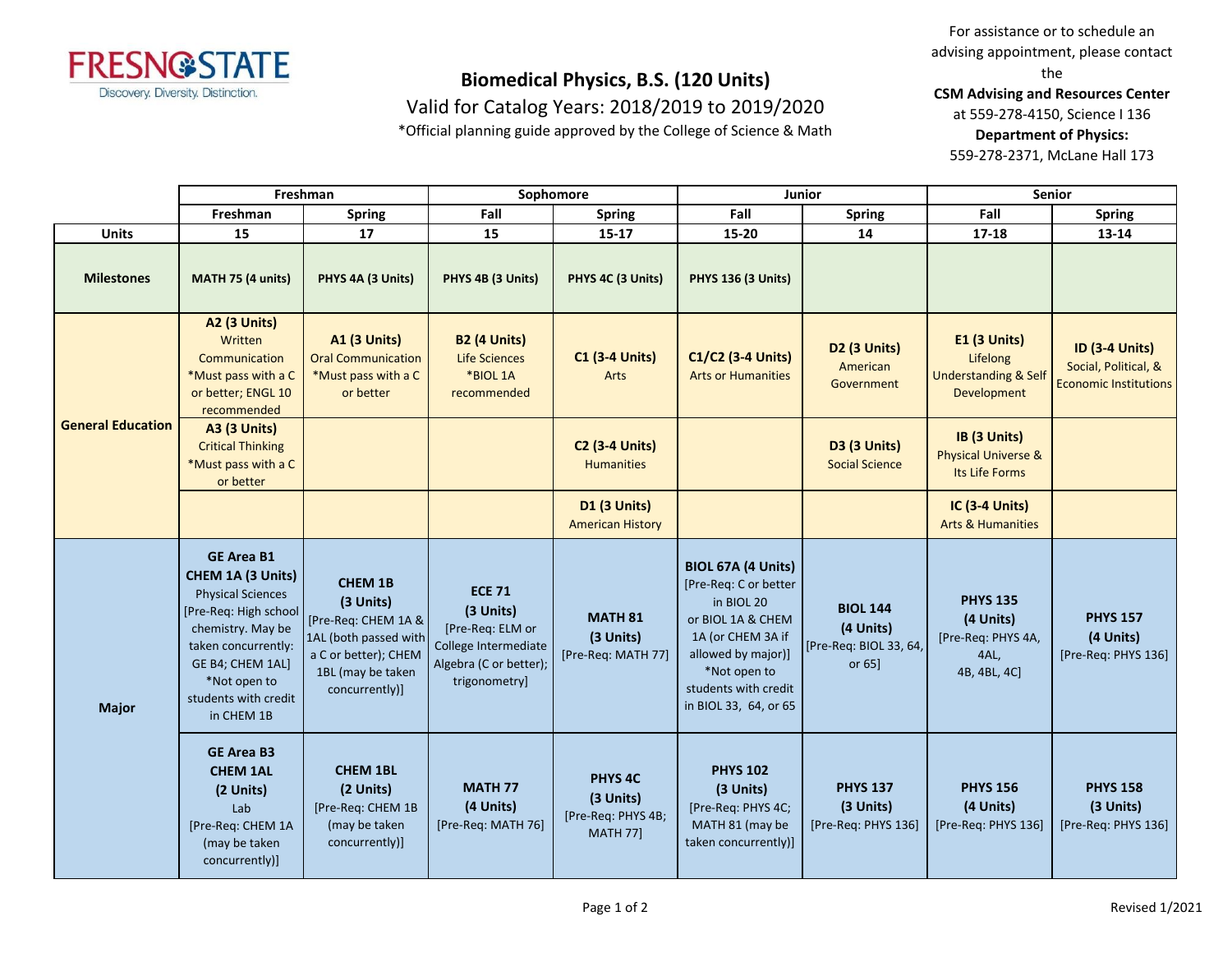Fresno State — Discovery. Diversity. Distinction.

# Biomedical Physics, B.S. (120 Units)

Valid for Catalog Years: 2018/2019 to 2019/2020

*Official planning guide approved by the College of Science & Math

For assistance or to schedule an advising appointment, please contact the **CSM Advising and Resources Center** at 559-278-4150, Science I 136

**Department of Physics:** 559-278-2371, McLane Hall 173

| | Freshman | | Sophomore | | Junior | | Senior | |
|---|---|---|---|---|---|---|---|---|
| | **Freshman** | **Spring** | **Fall** | **Spring** | **Fall** | **Spring** | **Fall** | **Spring** |
| **Units** | **15** | **17** | **15** | **15-17** | **15-20** | **14** | **17-18** | **13-14** |
| **Milestones** | **MATH 75 (4 units)** | **PHYS 4A (3 Units)** | **PHYS 4B (3 Units)** | **PHYS 4C (3 Units)** | **PHYS 136 (3 Units)** | | | |
| **General Education** | **A2 (3 Units)** Written Communication *Must pass with a C or better; ENGL 10 recommended | **A1 (3 Units)** Oral Communication *Must pass with a C or better | **B2 (4 Units)** Life Sciences *BIOL 1A recommended | **C1 (3-4 Units)** Arts | **C1/C2 (3-4 Units)** Arts or Humanities | **D2 (3 Units)** American Government | **E1 (3 Units)** Lifelong Understanding & Self Development | **ID (3-4 Units)** Social, Political, & Economic Institutions |
| | **A3 (3 Units)** Critical Thinking *Must pass with a C or better | | | **C2 (3-4 Units)** Humanities | | **D3 (3 Units)** Social Science | **IB (3 Units)** Physical Universe & Its Life Forms | |
| | | | | **D1 (3 Units)** American History | | | **IC (3-4 Units)** Arts & Humanities | |
| **Major** | **GE Area B1 CHEM 1A (3 Units)** Physical Sciences [Pre-Req: High school chemistry. May be taken concurrently: GE B4; CHEM 1AL] *Not open to students with credit in CHEM 1B | **CHEM 1B (3 Units)** [Pre-Req: CHEM 1A & 1AL (both passed with a C or better); CHEM 1BL (may be taken concurrently)] | **ECE 71 (3 Units)** [Pre-Req: ELM or College Intermediate Algebra (C or better); trigonometry] | **MATH 81 (3 Units)** [Pre-Req: MATH 77] | **BIOL 67A (4 Units)** [Pre-Req: C or better in BIOL 20 or BIOL 1A & CHEM 1A (or CHEM 3A if allowed by major)] *Not open to students with credit in BIOL 33, 64, or 65 | **BIOL 144 (4 Units)** [Pre-Req: BIOL 33, 64, or 65] | **PHYS 135 (4 Units)** [Pre-Req: PHYS 4A, 4AL, 4B, 4BL, 4C] | **PHYS 157 (4 Units)** [Pre-Req: PHYS 136] |
| | **GE Area B3 CHEM 1AL (2 Units)** Lab [Pre-Req: CHEM 1A (may be taken concurrently)] | **CHEM 1BL (2 Units)** [Pre-Req: CHEM 1B (may be taken concurrently)] | **MATH 77 (4 Units)** [Pre-Req: MATH 76] | **PHYS 4C (3 Units)** [Pre-Req: PHYS 4B; MATH 77] | **PHYS 102 (3 Units)** [Pre-Req: PHYS 4C; MATH 81 (may be taken concurrently)] | **PHYS 137 (3 Units)** [Pre-Req: PHYS 136] | **PHYS 156 (4 Units)** [Pre-Req: PHYS 136] | **PHYS 158 (3 Units)** [Pre-Req: PHYS 136] |

Revised 1/2021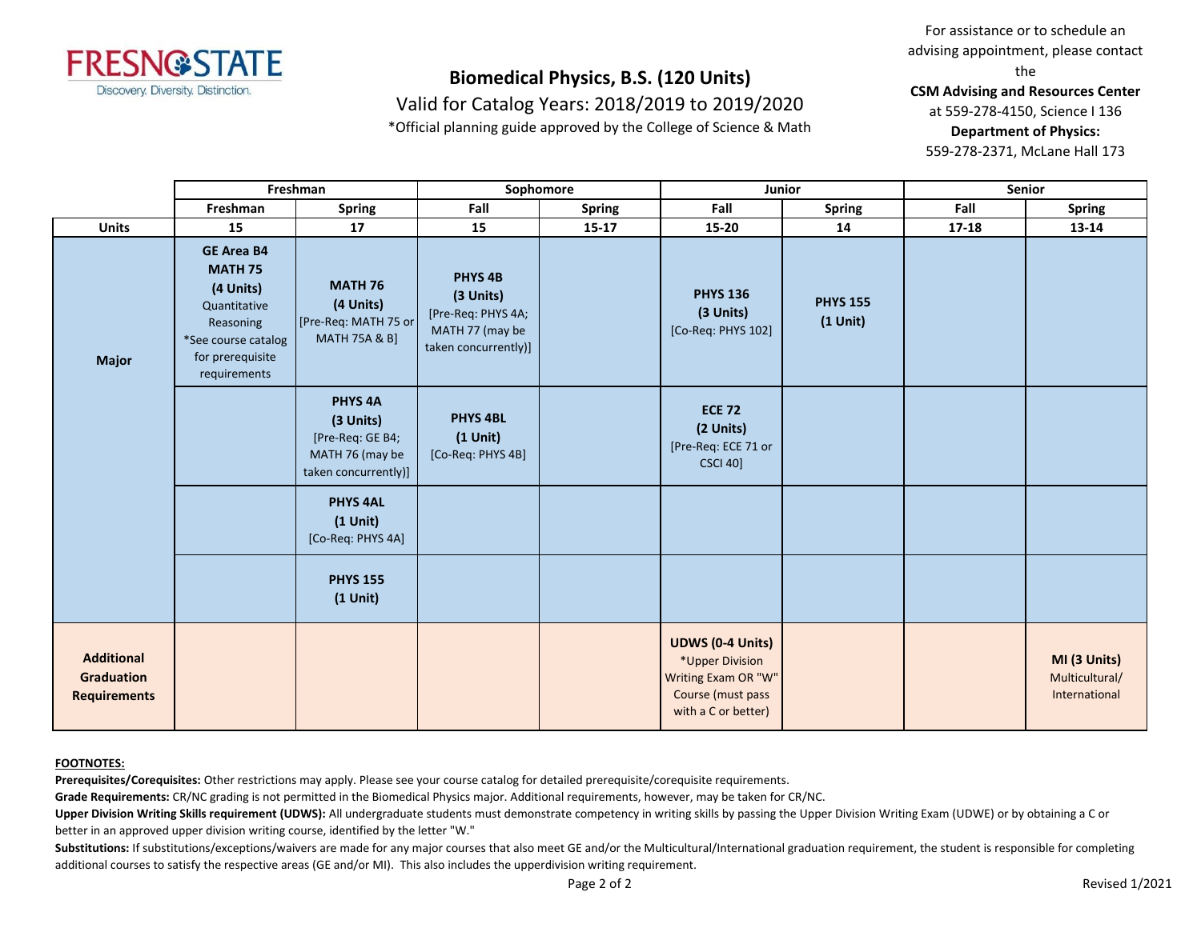# Biomedical Physics, B.S. (120 Units)

Valid for Catalog Years: 2018/2019 to 2019/2020

*Official planning guide approved by the College of Science & Math

For assistance or to schedule an advising appointment, please contact the **CSM Advising and Resources Center** at 559-278-4150, Science I 136
**Department of Physics:** 559-278-2371, McLane Hall 173

| | Freshman | | Sophomore | | Junior | | Senior | |
|---|---|---|---|---|---|---|---|---|
| | **Freshman** | **Spring** | **Fall** | **Spring** | **Fall** | **Spring** | **Fall** | **Spring** |
| **Units** | **15** | **17** | **15** | **15-17** | **15-20** | **14** | **17-18** | **13-14** |
| **Major** | **GE Area B4 MATH 75 (4 Units)** Quantitative Reasoning *See course catalog for prerequisite requirements | **MATH 76 (4 Units)** [Pre-Req: MATH 75 or MATH 75A & B] | **PHYS 4B (3 Units)** [Pre-Req: PHYS 4A; MATH 77 (may be taken concurrently)] | | **PHYS 136 (3 Units)** [Co-Req: PHYS 102] | **PHYS 155 (1 Unit)** | | |
| | | **PHYS 4A (3 Units)** [Pre-Req: GE B4; MATH 76 (may be taken concurrently)] | **PHYS 4BL (1 Unit)** [Co-Req: PHYS 4B] | | **ECE 72 (2 Units)** [Pre-Req: ECE 71 or CSCI 40] | | | |
| | | **PHYS 4AL (1 Unit)** [Co-Req: PHYS 4A] | | | | | | |
| | | **PHYS 155 (1 Unit)** | | | | | | |
| **Additional Graduation Requirements** | | | | | **UDWS (0-4 Units)** *Upper Division Writing Exam OR "W" Course (must pass with a C or better) | | | **MI (3 Units)** Multicultural/ International |

**FOOTNOTES:**

**Prerequisites/Corequisites:** Other restrictions may apply. Please see your course catalog for detailed prerequisite/corequisite requirements.

**Grade Requirements:** CR/NC grading is not permitted in the Biomedical Physics major. Additional requirements, however, may be taken for CR/NC.

**Upper Division Writing Skills requirement (UDWS):** All undergraduate students must demonstrate competency in writing skills by passing the Upper Division Writing Exam (UDWE) or by obtaining a C or better in an approved upper division writing course, identified by the letter "W."

**Substitutions:** If substitutions/exceptions/waivers are made for any major courses that also meet GE and/or the Multicultural/International graduation requirement, the student is responsible for completing additional courses to satisfy the respective areas (GE and/or MI). This also includes the upperdivision writing requirement.

Revised 1/2021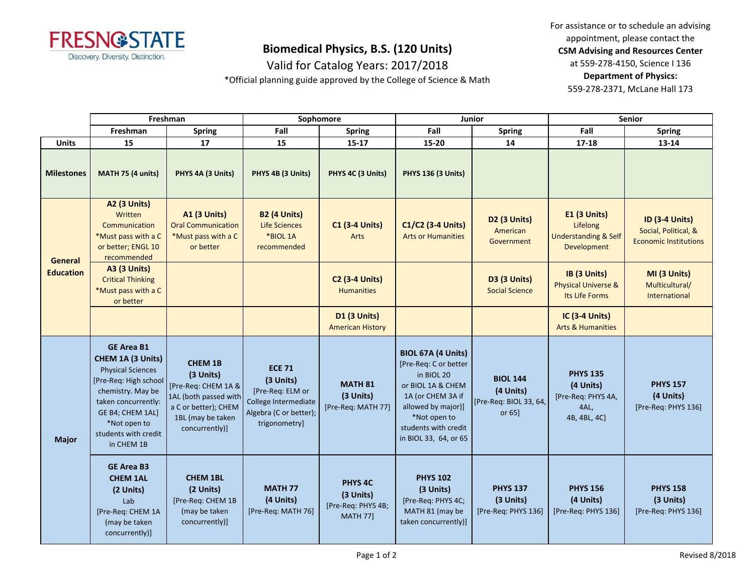# Biomedical Physics, B.S. (120 Units)

Valid for Catalog Years: 2017/2018

*Official planning guide approved by the College of Science & Math

For assistance or to schedule an advising appointment, please contact the **CSM Advising and Resources Center** at 559-278-4150, Science I 136

**Department of Physics:** 559-278-2371, McLane Hall 173

| | Freshman | | Sophomore | | Junior | | Senior | |
|---|---|---|---|---|---|---|---|---|
| | **Freshman** | **Spring** | **Fall** | **Spring** | **Fall** | **Spring** | **Fall** | **Spring** |
| **Units** | **15** | **17** | **15** | **15-17** | **15-20** | **14** | **17-18** | **13-14** |
| **Milestones** | **MATH 75 (4 units)** | **PHYS 4A (3 Units)** | **PHYS 4B (3 Units)** | **PHYS 4C (3 Units)** | **PHYS 136 (3 Units)** | | | |
| **General Education** | **A2 (3 Units)** Written Communication *Must pass with a C or better; ENGL 10 recommended | **A1 (3 Units)** Oral Communication *Must pass with a C or better | **B2 (4 Units)** Life Sciences *BIOL 1A recommended | **C1 (3-4 Units)** Arts | **C1/C2 (3-4 Units)** Arts or Humanities | **D2 (3 Units)** American Government | **E1 (3 Units)** Lifelong Understanding & Self Development | **ID (3-4 Units)** Social, Political, & Economic Institutions |
| | **A3 (3 Units)** Critical Thinking *Must pass with a C or better | | | **C2 (3-4 Units)** Humanities | | **D3 (3 Units)** Social Science | **IB (3 Units)** Physical Universe & Its Life Forms | **MI (3 Units)** Multicultural/ International |
| | | | | **D1 (3 Units)** American History | | | **IC (3-4 Units)** Arts & Humanities | |
| **Major** | **GE Area B1 CHEM 1A (3 Units)** Physical Sciences [Pre-Req: High school chemistry. May be taken concurrently: GE B4; CHEM 1AL] *Not open to students with credit in CHEM 1B | **CHEM 1B (3 Units)** [Pre-Req: CHEM 1A & 1AL (both passed with a C or better); CHEM 1BL (may be taken concurrently)] | **ECE 71 (3 Units)** [Pre-Req: ELM or College Intermediate Algebra (C or better); trigonometry] | **MATH 81 (3 Units)** [Pre-Req: MATH 77] | **BIOL 67A (4 Units)** [Pre-Req: C or better in BIOL 20 or BIOL 1A & CHEM 1A (or CHEM 3A if allowed by major)] *Not open to students with credit in BIOL 33, 64, or 65 | **BIOL 144 (4 Units)** [Pre-Req: BIOL 33, 64, or 65] | **PHYS 135 (4 Units)** [Pre-Req: PHYS 4A, 4AL, 4B, 4BL, 4C] | **PHYS 157 (4 Units)** [Pre-Req: PHYS 136] |
| | **GE Area B3 CHEM 1AL (2 Units)** Lab [Pre-Req: CHEM 1A (may be taken concurrently)] | **CHEM 1BL (2 Units)** [Pre-Req: CHEM 1B (may be taken concurrently)] | **MATH 77 (4 Units)** [Pre-Req: MATH 76] | **PHYS 4C (3 Units)** [Pre-Req: PHYS 4B; MATH 77] | **PHYS 102 (3 Units)** [Pre-Req: PHYS 4C; MATH 81 (may be taken concurrently)] | **PHYS 137 (3 Units)** [Pre-Req: PHYS 136] | **PHYS 156 (4 Units)** [Pre-Req: PHYS 136] | **PHYS 158 (3 Units)** [Pre-Req: PHYS 136] |

Revised 8/2018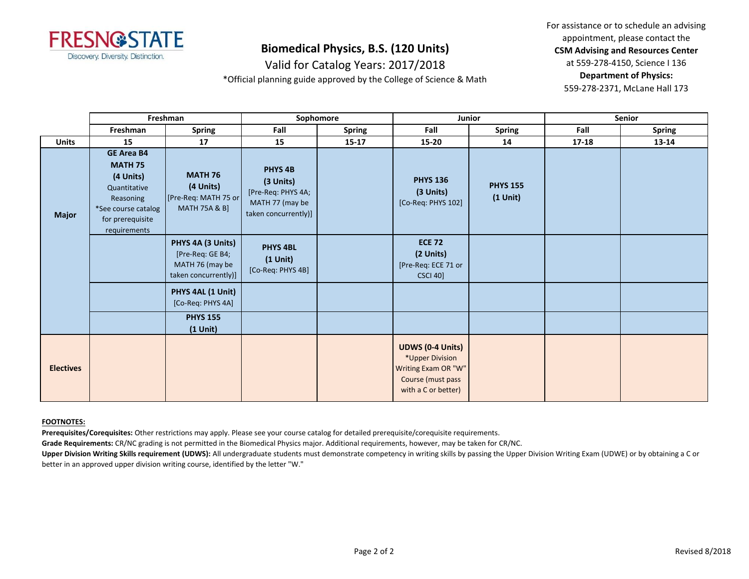# Biomedical Physics, B.S. (120 Units)

Valid for Catalog Years: 2017/2018

*Official planning guide approved by the College of Science & Math

For assistance or to schedule an advising appointment, please contact the **CSM Advising and Resources Center** at 559-278-4150, Science I 136

**Department of Physics:** 559-278-2371, McLane Hall 173

| | Freshman | | Sophomore | | Junior | | Senior | |
|---|---|---|---|---|---|---|---|---|
| | **Freshman** | **Spring** | **Fall** | **Spring** | **Fall** | **Spring** | **Fall** | **Spring** |
| **Units** | **15** | **17** | **15** | **15-17** | **15-20** | **14** | **17-18** | **13-14** |
| **Major** | **GE Area B4 MATH 75 (4 Units)** Quantitative Reasoning *See course catalog for prerequisite requirements | **MATH 76 (4 Units)** [Pre-Req: MATH 75 or MATH 75A & B] | **PHYS 4B (3 Units)** [Pre-Req: PHYS 4A; MATH 77 (may be taken concurrently)] | | **PHYS 136 (3 Units)** [Co-Req: PHYS 102] | **PHYS 155 (1 Unit)** | | |
| | | **PHYS 4A (3 Units)** [Pre-Req: GE B4; MATH 76 (may be taken concurrently)] | **PHYS 4BL (1 Unit)** [Co-Req: PHYS 4B] | | **ECE 72 (2 Units)** [Pre-Req: ECE 71 or CSCI 40] | | | |
| | | **PHYS 4AL (1 Unit)** [Co-Req: PHYS 4A] | | | | | | |
| | | **PHYS 155 (1 Unit)** | | | | | | |
| **Electives** | | | | | **UDWS (0-4 Units)** *Upper Division Writing Exam OR "W" Course (must pass with a C or better) | | | |

**FOOTNOTES:**

**Prerequisites/Corequisites:** Other restrictions may apply. Please see your course catalog for detailed prerequisite/corequisite requirements.

**Grade Requirements:** CR/NC grading is not permitted in the Biomedical Physics major. Additional requirements, however, may be taken for CR/NC.

**Upper Division Writing Skills requirement (UDWS):** All undergraduate students must demonstrate competency in writing skills by passing the Upper Division Writing Exam (UDWE) or by obtaining a C or better in an approved upper division writing course, identified by the letter "W."

Revised 8/2018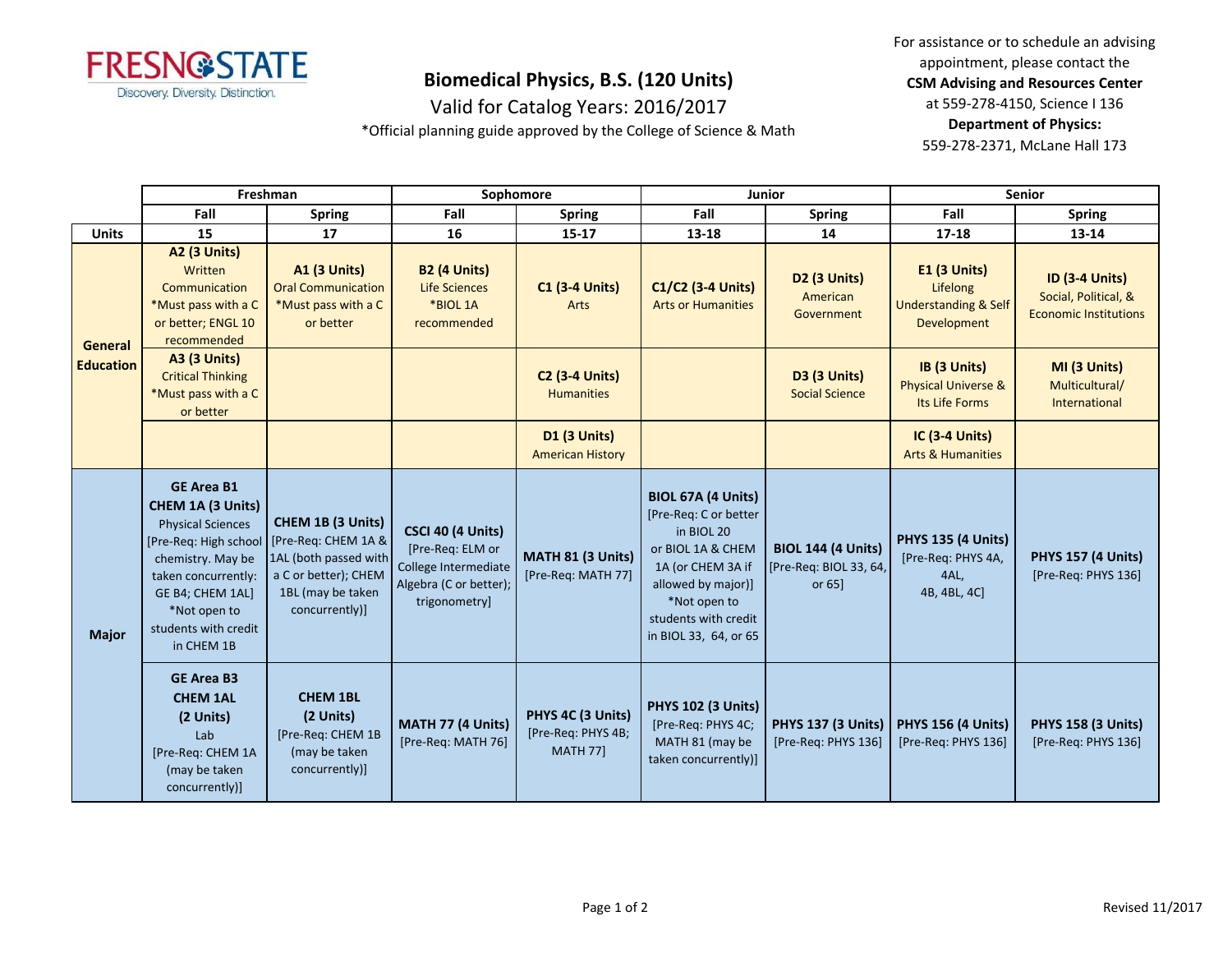# Biomedical Physics, B.S. (120 Units)

Valid for Catalog Years: 2016/2017

*Official planning guide approved by the College of Science & Math

For assistance or to schedule an advising appointment, please contact the **CSM Advising and Resources Center** at 559-278-4150, Science I 136

**Department of Physics:** 559-278-2371, McLane Hall 173

| | Freshman | | Sophomore | | Junior | | Senior | |
|---|---|---|---|---|---|---|---|---|
| | Fall | Spring | Fall | Spring | Fall | Spring | Fall | Spring |
| **Units** | 15 | 17 | 16 | 15-17 | 13-18 | 14 | 17-18 | 13-14 |
| **General Education** | **A2 (3 Units)** Written Communication *Must pass with a C or better; ENGL 10 recommended | **A1 (3 Units)** Oral Communication *Must pass with a C or better | **B2 (4 Units)** Life Sciences *BIOL 1A recommended | **C1 (3-4 Units)** Arts | **C1/C2 (3-4 Units)** Arts or Humanities | **D2 (3 Units)** American Government | **E1 (3 Units)** Lifelong Understanding & Self Development | **ID (3-4 Units)** Social, Political, & Economic Institutions |
| | **A3 (3 Units)** Critical Thinking *Must pass with a C or better | | | **C2 (3-4 Units)** Humanities | | **D3 (3 Units)** Social Science | **IB (3 Units)** Physical Universe & Its Life Forms | **MI (3 Units)** Multicultural/ International |
| | | | | **D1 (3 Units)** American History | | | **IC (3-4 Units)** Arts & Humanities | |
| **Major** | **GE Area B1 CHEM 1A (3 Units)** Physical Sciences [Pre-Req: High school chemistry. May be taken concurrently: GE B4; CHEM 1AL] *Not open to students with credit in CHEM 1B | **CHEM 1B (3 Units)** [Pre-Req: CHEM 1A & 1AL (both passed with a C or better); CHEM 1BL (may be taken concurrently)] | **CSCI 40 (4 Units)** [Pre-Req: ELM or College Intermediate Algebra (C or better); trigonometry] | **MATH 81 (3 Units)** [Pre-Req: MATH 77] | **BIOL 67A (4 Units)** [Pre-Req: C or better in BIOL 20 or BIOL 1A & CHEM 1A (or CHEM 3A if allowed by major)] *Not open to students with credit in BIOL 33, 64, or 65 | **BIOL 144 (4 Units)** [Pre-Req: BIOL 33, 64, or 65] | **PHYS 135 (4 Units)** [Pre-Req: PHYS 4A, 4AL, 4B, 4BL, 4C] | **PHYS 157 (4 Units)** [Pre-Req: PHYS 136] |
| | **GE Area B3 CHEM 1AL (2 Units)** Lab [Pre-Req: CHEM 1A (may be taken concurrently)] | **CHEM 1BL (2 Units)** [Pre-Req: CHEM 1B (may be taken concurrently)] | **MATH 77 (4 Units)** [Pre-Req: MATH 76] | **PHYS 4C (3 Units)** [Pre-Req: PHYS 4B; MATH 77] | **PHYS 102 (3 Units)** [Pre-Req: PHYS 4C; MATH 81 (may be taken concurrently)] | **PHYS 137 (3 Units)** [Pre-Req: PHYS 136] | **PHYS 156 (4 Units)** [Pre-Req: PHYS 136] | **PHYS 158 (3 Units)** [Pre-Req: PHYS 136] |

Revised 11/2017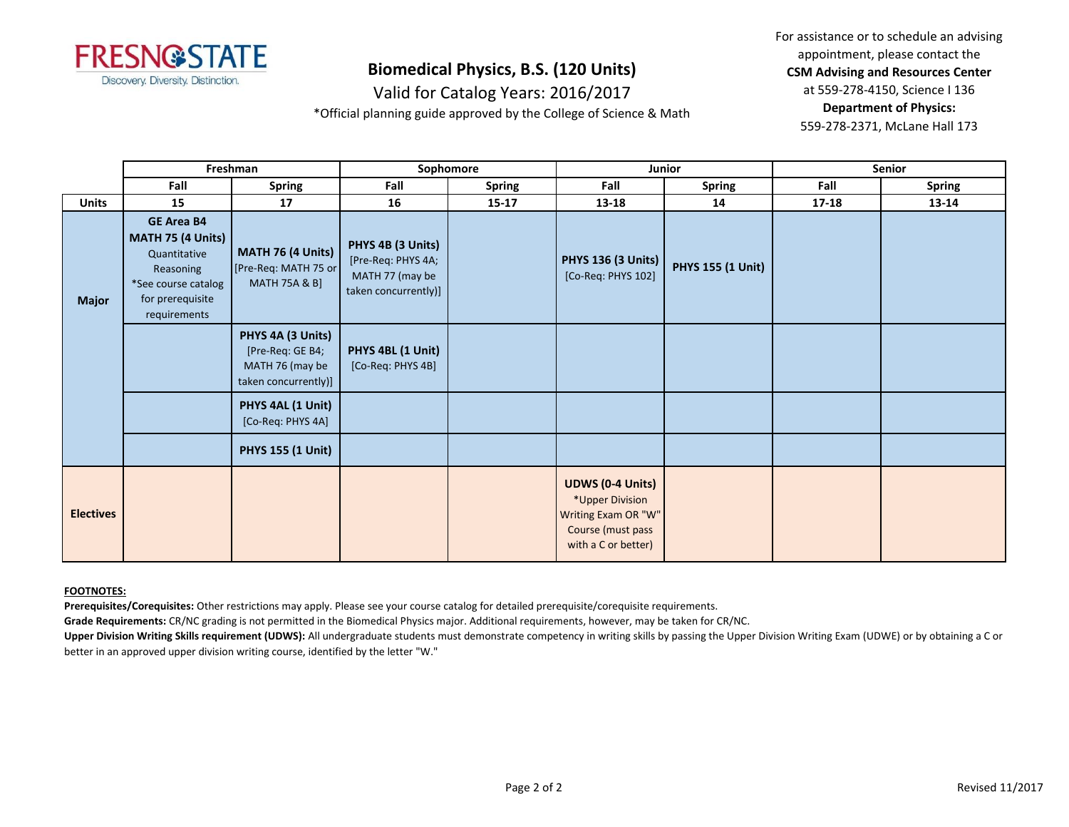# Biomedical Physics, B.S. (120 Units)

Valid for Catalog Years: 2016/2017

*Official planning guide approved by the College of Science & Math

For assistance or to schedule an advising appointment, please contact the **CSM Advising and Resources Center** at 559-278-4150, Science I 136
**Department of Physics:** 559-278-2371, McLane Hall 173

| | Freshman | | Sophomore | | Junior | | Senior | |
|---|---|---|---|---|---|---|---|---|
| | **Fall** | **Spring** | **Fall** | **Spring** | **Fall** | **Spring** | **Fall** | **Spring** |
| **Units** | **15** | **17** | **16** | **15-17** | **13-18** | **14** | **17-18** | **13-14** |
| **Major** | **GE Area B4 MATH 75 (4 Units)** Quantitative Reasoning *See course catalog for prerequisite requirements | **MATH 76 (4 Units)** [Pre-Req: MATH 75 or MATH 75A & B] | **PHYS 4B (3 Units)** [Pre-Req: PHYS 4A; MATH 77 (may be taken concurrently)] | | **PHYS 136 (3 Units)** [Co-Req: PHYS 102] | **PHYS 155 (1 Unit)** | | |
| | | **PHYS 4A (3 Units)** [Pre-Req: GE B4; MATH 76 (may be taken concurrently)] | **PHYS 4BL (1 Unit)** [Co-Req: PHYS 4B] | | | | | |
| | | **PHYS 4AL (1 Unit)** [Co-Req: PHYS 4A] | | | | | | |
| | | **PHYS 155 (1 Unit)** | | | | | | |
| **Electives** | | | | | **UDWS (0-4 Units)** *Upper Division Writing Exam OR "W" Course (must pass with a C or better) | | | |

**FOOTNOTES:**

**Prerequisites/Corequisites:** Other restrictions may apply. Please see your course catalog for detailed prerequisite/corequisite requirements.

**Grade Requirements:** CR/NC grading is not permitted in the Biomedical Physics major. Additional requirements, however, may be taken for CR/NC.

**Upper Division Writing Skills requirement (UDWS):** All undergraduate students must demonstrate competency in writing skills by passing the Upper Division Writing Exam (UDWE) or by obtaining a C or better in an approved upper division writing course, identified by the letter "W."

Revised 11/2017